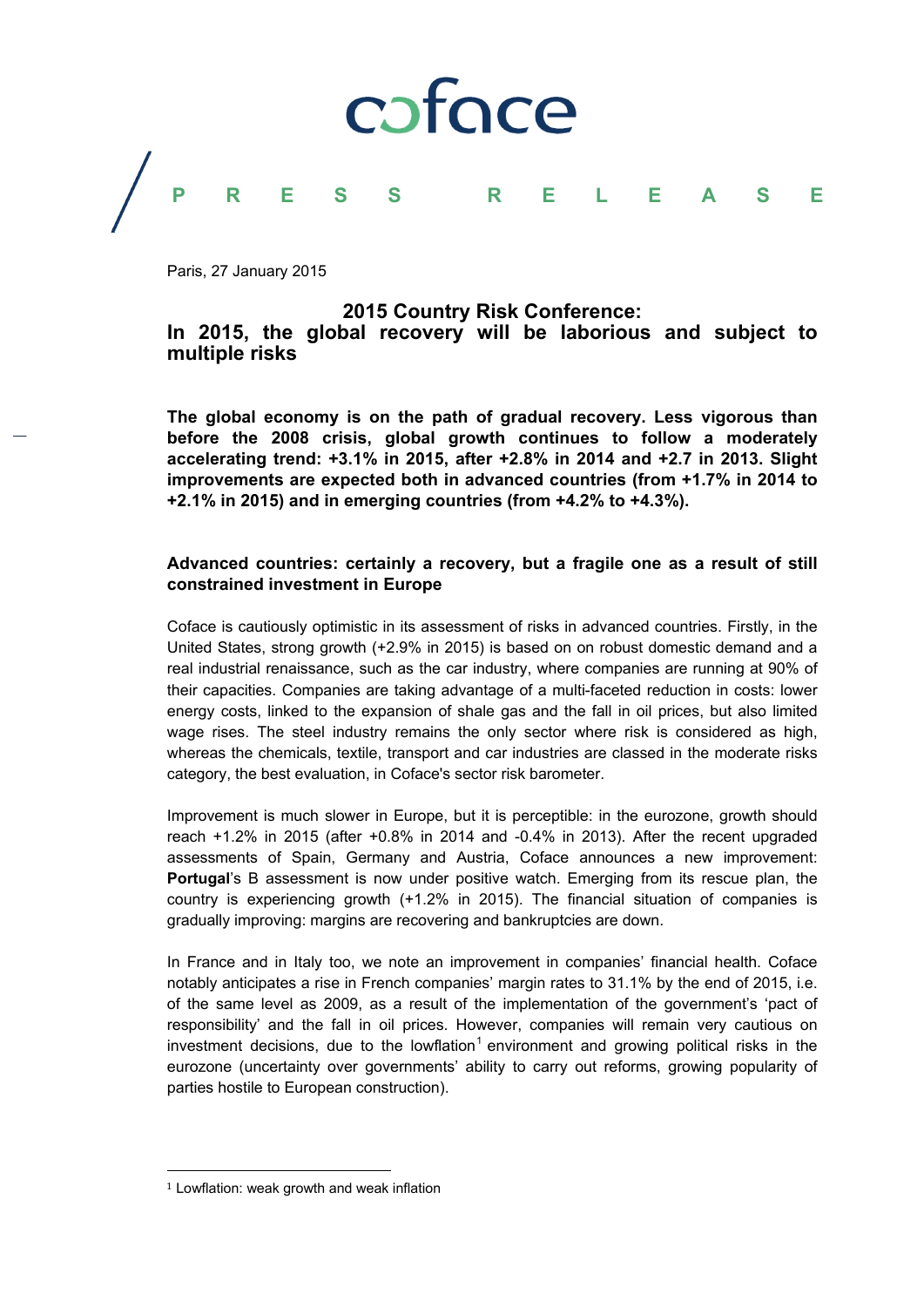coface

PRESS RELEASE

Paris, 27 January 2015

# 2015 Country Risk Conference: In 2015, the global recovery will be laborious and subject to multiple risks

**The global economy is on the path of gradual recovery. Less vigorous than before the 2008 crisis, global growth continues to follow a moderately accelerating trend: +3.1% in 2015, after +2.8% in 2014 and +2.7 in 2013. Slight improvements are expected both in advanced countries (from +1.7% in 2014 to +2.1% in 2015) and in emerging countries (from +4.2% to +4.3%).**

## Advanced countries: certainly a recovery, but a fragile one as a result of still constrained investment in Europe

Coface is cautiously optimistic in its assessment of risks in advanced countries. Firstly, in the United States, strong growth (+2.9% in 2015) is based on on robust domestic demand and a real industrial renaissance, such as the car industry, where companies are running at 90% of their capacities. Companies are taking advantage of a multi-faceted reduction in costs: lower energy costs, linked to the expansion of shale gas and the fall in oil prices, but also limited wage rises. The steel industry remains the only sector where risk is considered as high, whereas the chemicals, textile, transport and car industries are classed in the moderate risks category, the best evaluation, in Coface's sector risk barometer.

Improvement is much slower in Europe, but it is perceptible: in the eurozone, growth should reach +1.2% in 2015 (after +0.8% in 2014 and -0.4% in 2013). After the recent upgraded assessments of Spain, Germany and Austria, Coface announces a new improvement: **Portugal**'s B assessment is now under positive watch. Emerging from its rescue plan, the country is experiencing growth (+1.2% in 2015). The financial situation of companies is gradually improving: margins are recovering and bankruptcies are down.

In France and in Italy too, we note an improvement in companies' financial health. Coface notably anticipates a rise in French companies' margin rates to 31.1% by the end of 2015, i.e. of the same level as 2009, as a result of the implementation of the government's 'pact of responsibility' and the fall in oil prices. However, companies will remain very cautious on investment decisions, due to the lowflation[1] environment and growing political risks in the eurozone (uncertainty over governments' ability to carry out reforms, growing popularity of parties hostile to European construction).

[1] Lowflation: weak growth and weak inflation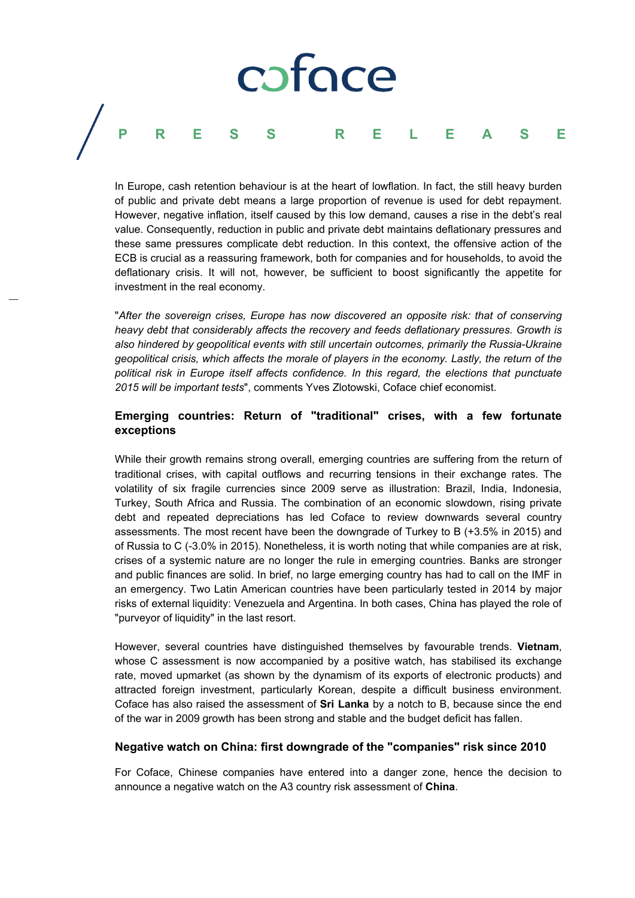In Europe, cash retention behaviour is at the heart of lowflation. In fact, the still heavy burden of public and private debt means a large proportion of revenue is used for debt repayment. However, negative inflation, itself caused by this low demand, causes a rise in the debt's real value. Consequently, reduction in public and private debt maintains deflationary pressures and these same pressures complicate debt reduction. In this context, the offensive action of the ECB is crucial as a reassuring framework, both for companies and for households, to avoid the deflationary crisis. It will not, however, be sufficient to boost significantly the appetite for investment in the real economy.

"*After the sovereign crises, Europe has now discovered an opposite risk: that of conserving heavy debt that considerably affects the recovery and feeds deflationary pressures. Growth is also hindered by geopolitical events with still uncertain outcomes, primarily the Russia-Ukraine geopolitical crisis, which affects the morale of players in the economy. Lastly, the return of the political risk in Europe itself affects confidence. In this regard, the elections that punctuate 2015 will be important tests*", comments Yves Zlotowski, Coface chief economist.

### Emerging countries: Return of "traditional" crises, with a few fortunate exceptions

While their growth remains strong overall, emerging countries are suffering from the return of traditional crises, with capital outflows and recurring tensions in their exchange rates. The volatility of six fragile currencies since 2009 serve as illustration: Brazil, India, Indonesia, Turkey, South Africa and Russia. The combination of an economic slowdown, rising private debt and repeated depreciations has led Coface to review downwards several country assessments. The most recent have been the downgrade of Turkey to B (+3.5% in 2015) and of Russia to C (-3.0% in 2015). Nonetheless, it is worth noting that while companies are at risk, crises of a systemic nature are no longer the rule in emerging countries. Banks are stronger and public finances are solid. In brief, no large emerging country has had to call on the IMF in an emergency. Two Latin American countries have been particularly tested in 2014 by major risks of external liquidity: Venezuela and Argentina. In both cases, China has played the role of "purveyor of liquidity" in the last resort.

However, several countries have distinguished themselves by favourable trends. **Vietnam**, whose C assessment is now accompanied by a positive watch, has stabilised its exchange rate, moved upmarket (as shown by the dynamism of its exports of electronic products) and attracted foreign investment, particularly Korean, despite a difficult business environment. Coface has also raised the assessment of **Sri Lanka** by a notch to B, because since the end of the war in 2009 growth has been strong and stable and the budget deficit has fallen.

### Negative watch on China: first downgrade of the "companies" risk since 2010

For Coface, Chinese companies have entered into a danger zone, hence the decision to announce a negative watch on the A3 country risk assessment of **China**.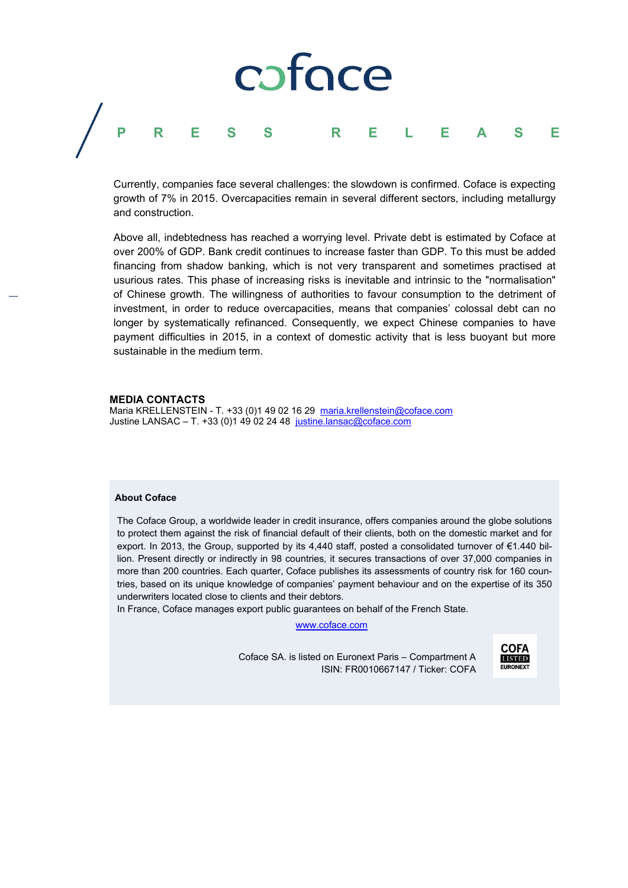Currently, companies face several challenges: the slowdown is confirmed. Coface is expecting growth of 7% in 2015. Overcapacities remain in several different sectors, including metallurgy and construction.

Above all, indebtedness has reached a worrying level. Private debt is estimated by Coface at over 200% of GDP. Bank credit continues to increase faster than GDP. To this must be added financing from shadow banking, which is not very transparent and sometimes practised at usurious rates. This phase of increasing risks is inevitable and intrinsic to the "normalisation" of Chinese growth. The willingness of authorities to favour consumption to the detriment of investment, in order to reduce overcapacities, means that companies' colossal debt can no longer by systematically refinanced. Consequently, we expect Chinese companies to have payment difficulties in 2015, in a context of domestic activity that is less buoyant but more sustainable in the medium term.

**MEDIA CONTACTS**
Maria KRELLENSTEIN - T. +33 (0)1 49 02 16 29 maria.krellenstein@coface.com
Justine LANSAC – T. +33 (0)1 49 02 24 48 justine.lansac@coface.com

**About Coface**

The Coface Group, a worldwide leader in credit insurance, offers companies around the globe solutions to protect them against the risk of financial default of their clients, both on the domestic market and for export. In 2013, the Group, supported by its 4,440 staff, posted a consolidated turnover of €1.440 billion. Present directly or indirectly in 98 countries, it secures transactions of over 37,000 companies in more than 200 countries. Each quarter, Coface publishes its assessments of country risk for 160 countries, based on its unique knowledge of companies' payment behaviour and on the expertise of its 350 underwriters located close to clients and their debtors.
In France, Coface manages export public guarantees on behalf of the French State.

www.coface.com

Coface SA. is listed on Euronext Paris – Compartment A
ISIN: FR0010667147 / Ticker: COFA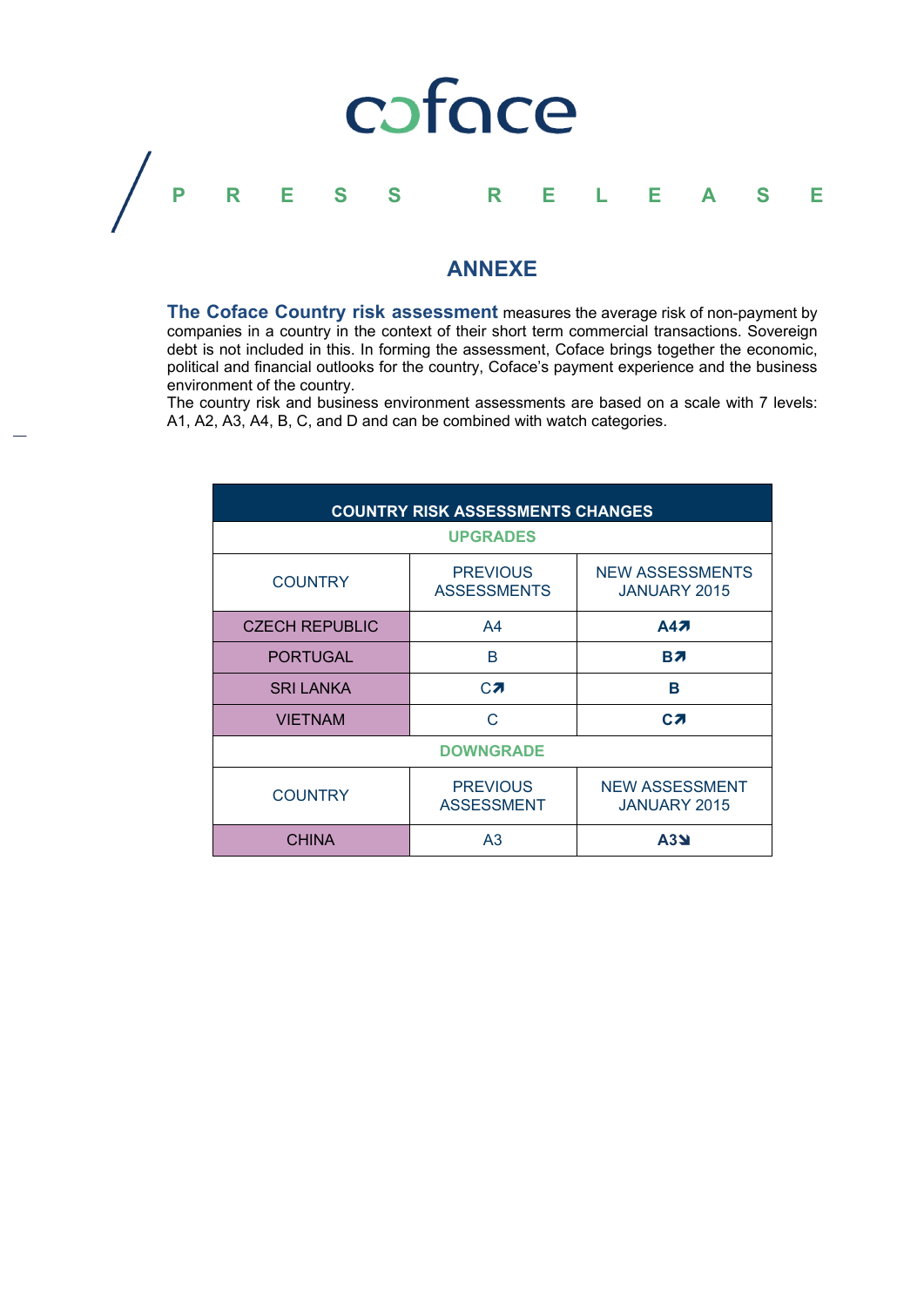coface

PRESS RELEASE

## ANNEXE

**The Coface Country risk assessment** measures the average risk of non-payment by companies in a country in the context of their short term commercial transactions. Sovereign debt is not included in this. In forming the assessment, Coface brings together the economic, political and financial outlooks for the country, Coface's payment experience and the business environment of the country.
The country risk and business environment assessments are based on a scale with 7 levels: A1, A2, A3, A4, B, C, and D and can be combined with watch categories.

| COUNTRY RISK ASSESSMENTS CHANGES | | |
|---|---|---|
| UPGRADES | | |
| COUNTRY | PREVIOUS ASSESSMENTS | NEW ASSESSMENTS JANUARY 2015 |
| CZECH REPUBLIC | A4 | **A4↗** |
| PORTUGAL | B | **B↗** |
| SRI LANKA | C↗ | **B** |
| VIETNAM | C | **C↗** |
| DOWNGRADE | | |
| COUNTRY | PREVIOUS ASSESSMENT | NEW ASSESSMENT JANUARY 2015 |
| CHINA | A3 | **A3↘** |